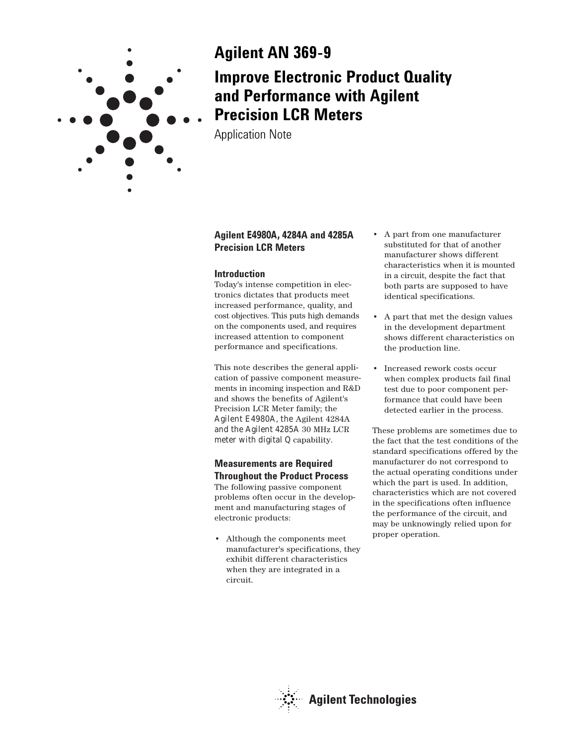# Agilent AN 369-9

# Improve Electronic Product Quality and Performance with Agilent Precision LCR Meters

Application Note

## Agilent E4980A, 4284A and 4285A Precision LCR Meters

### Introduction

Today's intense competition in electronics dictates that products meet increased performance, quality, and cost objectives. This puts high demands on the components used, and requires increased attention to component performance and specifications.

This note describes the general application of passive component measurements in incoming inspection and R&D and shows the benefits of Agilent's Precision LCR Meter family; the Agilent E4980A, the Agilent 4284A and the Agilent 4285A 30 MHz LCR meter with digital Q capability.

### Measurements are Required Throughout the Product Process

The following passive component problems often occur in the development and manufacturing stages of electronic products:

- Although the components meet manufacturer's specifications, they exhibit different characteristics when they are integrated in a circuit.
- A part from one manufacturer substituted for that of another manufacturer shows different characteristics when it is mounted in a circuit, despite the fact that both parts are supposed to have identical specifications.
- A part that met the design values in the development department shows different characteristics on the production line.
- Increased rework costs occur when complex products fail final test due to poor component performance that could have been detected earlier in the process.

These problems are sometimes due to the fact that the test conditions of the standard specifications offered by the manufacturer do not correspond to the actual operating conditions under which the part is used. In addition, characteristics which are not covered in the specifications often influence the performance of the circuit, and may be unknowingly relied upon for proper operation.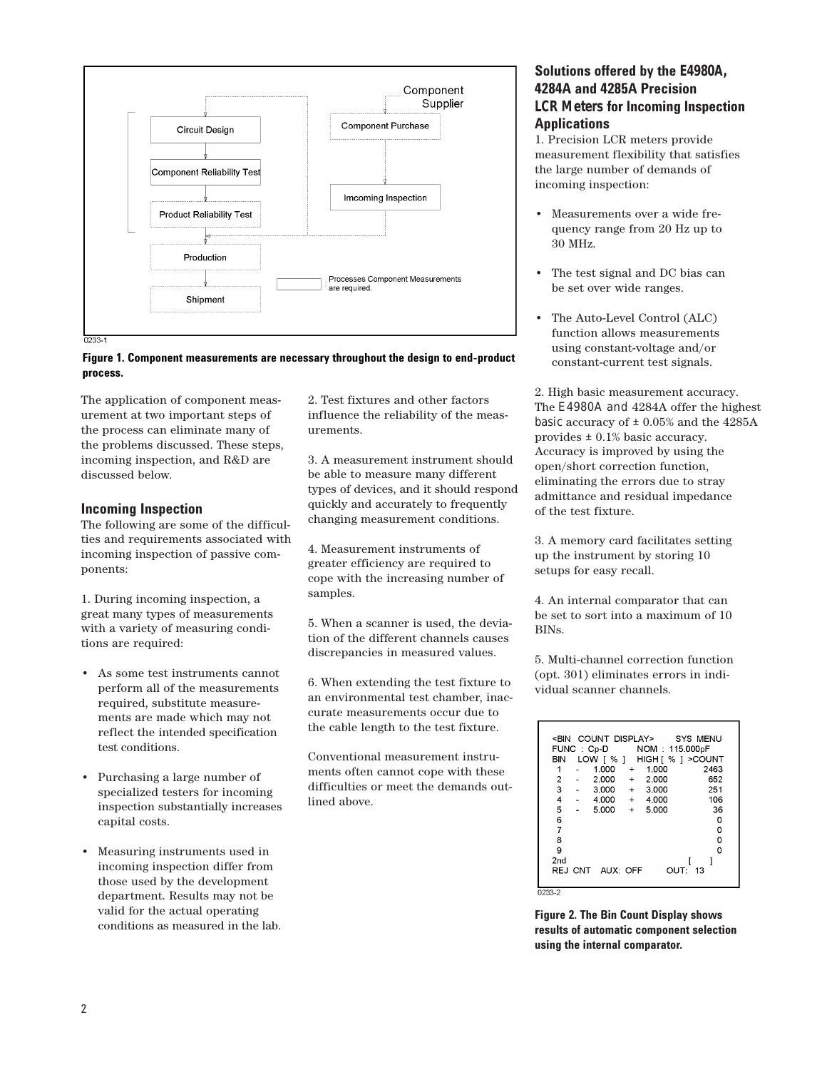Figure 1. Component measurements are necessary throughout the design to end-product process.

The application of component measurement at two important steps of the process can eliminate many of the problems discussed. These steps, incoming inspection, and R&D are discussed below.

## Incoming Inspection

The following are some of the difficulties and requirements associated with incoming inspection of passive components:

1. During incoming inspection, a great many types of measurements with a variety of measuring conditions are required:

- As some test instruments cannot perform all of the measurements required, substitute measurements are made which may not reflect the intended specification test conditions.
- Purchasing a large number of specialized testers for incoming inspection substantially increases capital costs.
- Measuring instruments used in incoming inspection differ from those used by the development department. Results may not be valid for the actual operating conditions as measured in the lab.

2. Test fixtures and other factors influence the reliability of the measurements.

3. A measurement instrument should be able to measure many different types of devices, and it should respond quickly and accurately to frequently changing measurement conditions.

4. Measurement instruments of greater efficiency are required to cope with the increasing number of samples.

5. When a scanner is used, the deviation of the different channels causes discrepancies in measured values.

6. When extending the test fixture to an environmental test chamber, inaccurate measurements occur due to the cable length to the test fixture.

Conventional measurement instruments often cannot cope with these difficulties or meet the demands outlined above.

## Solutions offered by the E4980A, 4284A and 4285A Precision LCR Meters for Incoming Inspection Applications

1. Precision LCR meters provide measurement flexibility that satisfies the large number of demands of incoming inspection:

- Measurements over a wide frequency range from 20 Hz up to 30 MHz.
- The test signal and DC bias can be set over wide ranges.
- The Auto-Level Control (ALC) function allows measurements using constant-voltage and/or constant-current test signals.

2. High basic measurement accuracy. The E4980A and 4284A offer the highest basic accuracy of ± 0.05% and the 4285A provides ± 0.1% basic accuracy. Accuracy is improved by using the open/short correction function, eliminating the errors due to stray admittance and residual impedance of the test fixture.

3. A memory card facilitates setting up the instrument by storing 10 setups for easy recall.

4. An internal comparator that can be set to sort into a maximum of 10 BINs.

5. Multi-channel correction function (opt. 301) eliminates errors in individual scanner channels.

```
<BIN  COUNT  DISPLAY>        SYS  MENU
FUNC  : Cp-D          NOM  :  115.000pF
BIN    LOW  [ % ]     HIGH [ % ]  >COUNT
 1    -   1.000    +   1.000        2463
 2    -   2.000    +   2.000         652
 3    -   3.000    +   3.000         251
 4    -   4.000    +   4.000         106
 5    -   5.000    +   5.000          36
 6                                     0
 7                                     0
 8                                     0
 9                                     0
2nd                              [    ]
REJ CNT    AUX:  OFF        OUT:  13
```

Figure 2. The Bin Count Display shows results of automatic component selection using the internal comparator.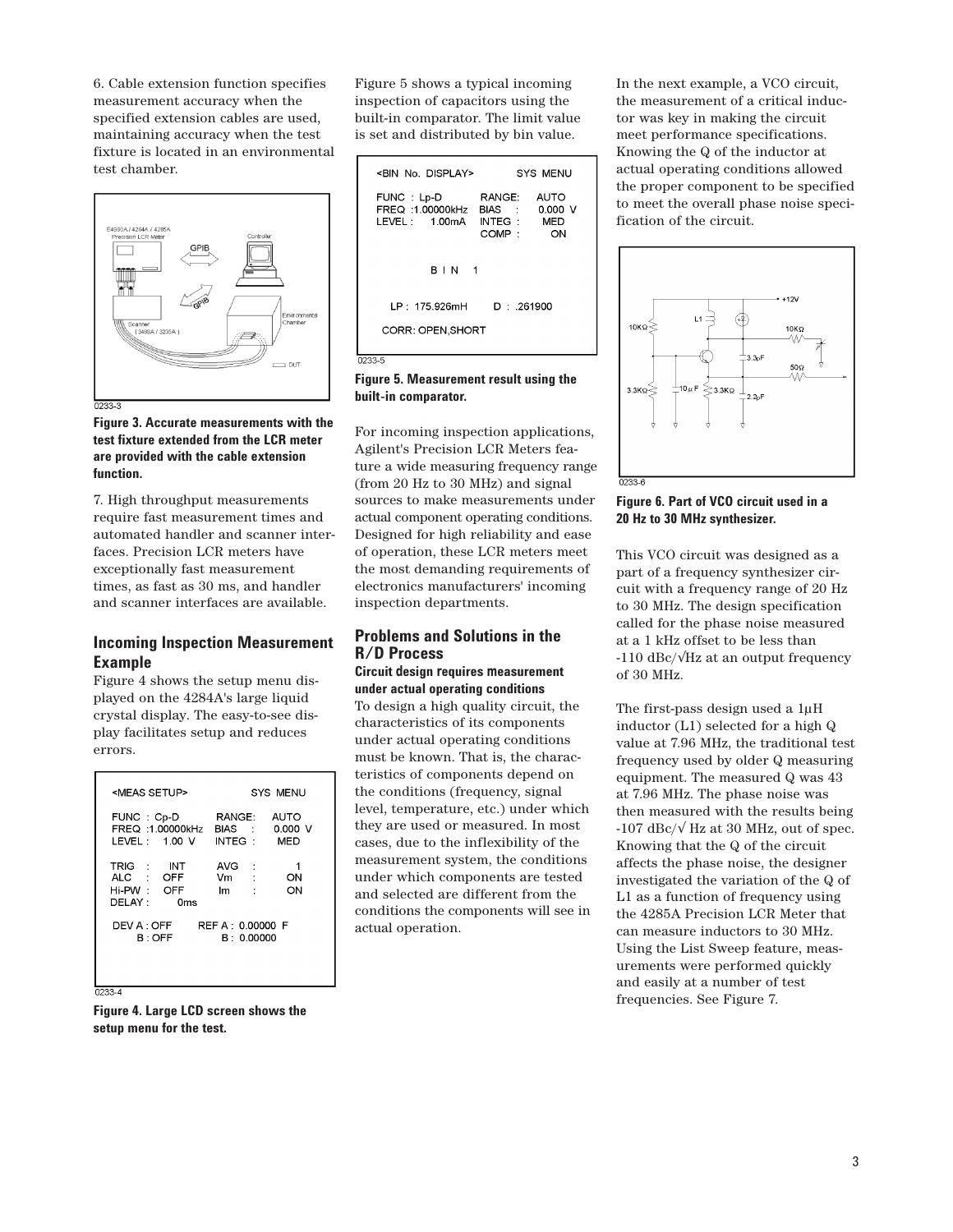6. Cable extension function specifies measurement accuracy when the specified extension cables are used, maintaining accuracy when the test fixture is located in an environmental test chamber.

**Figure 3. Accurate measurements with the test fixture extended from the LCR meter are provided with the cable extension function.**

7. High throughput measurements require fast measurement times and automated handler and scanner interfaces. Precision LCR meters have exceptionally fast measurement times, as fast as 30 ms, and handler and scanner interfaces are available.

## Incoming Inspection Measurement Example

Figure 4 shows the setup menu displayed on the 4284A's large liquid crystal display. The easy-to-see display facilitates setup and reduces errors.

```
<MEAS SETUP>                    SYS MENU

FUNC  : Cp-D            RANGE:     AUTO
FREQ  :1.00000kHz       BIAS  :    0.000 V
LEVEL :   1.00 V        INTEG :    MED

TRIG   :   INT          AVG   :      1
ALC    :   OFF          Vm    :     ON
Hi-PW  :   OFF          Im    :     ON
DELAY  :      0ms

DEV A : OFF         REF A : 0.00000  F
    B : OFF             B : 0.00000
```

**Figure 4. Large LCD screen shows the setup menu for the test.**

Figure 5 shows a typical incoming inspection of capacitors using the built-in comparator. The limit value is set and distributed by bin value.

```
<BIN No. DISPLAY>               SYS MENU

FUNC  : Lp-D            RANGE:     AUTO
FREQ  :1.00000kHz       BIAS  :    0.000 V
LEVEL :    1.00mA       INTEG :    MED
                        COMP  :     ON

            B I N   1

    LP : 175.926mH        D  : .261900

CORR: OPEN,SHORT
```

**Figure 5. Measurement result using the built-in comparator.**

For incoming inspection applications, Agilent's Precision LCR Meters feature a wide measuring frequency range (from 20 Hz to 30 MHz) and signal sources to make measurements under actual component operating conditions. Designed for high reliability and ease of operation, these LCR meters meet the most demanding requirements of electronics manufacturers' incoming inspection departments.

## Problems and Solutions in the R/D Process

### Circuit design requires measurement under actual operating conditions

To design a high quality circuit, the characteristics of its components under actual operating conditions must be known. That is, the characteristics of components depend on the conditions (frequency, signal level, temperature, etc.) under which they are used or measured. In most cases, due to the inflexibility of the measurement system, the conditions under which components are tested and selected are different from the conditions the components will see in actual operation.

In the next example, a VCO circuit, the measurement of a critical inductor was key in making the circuit meet performance specifications. Knowing the Q of the inductor at actual operating conditions allowed the proper component to be specified to meet the overall phase noise specification of the circuit.

**Figure 6. Part of VCO circuit used in a 20 Hz to 30 MHz synthesizer.**

This VCO circuit was designed as a part of a frequency synthesizer circuit with a frequency range of 20 Hz to 30 MHz. The design specification called for the phase noise measured at a 1 kHz offset to be less than -110 dBc/√Hz at an output frequency of 30 MHz.

The first-pass design used a 1µH inductor (L1) selected for a high Q value at 7.96 MHz, the traditional test frequency used by older Q measuring equipment. The measured Q was 43 at 7.96 MHz. The phase noise was then measured with the results being -107 dBc/√ Hz at 30 MHz, out of spec. Knowing that the Q of the circuit affects the phase noise, the designer investigated the variation of the Q of L1 as a function of frequency using the 4285A Precision LCR Meter that can measure inductors to 30 MHz. Using the List Sweep feature, measurements were performed quickly and easily at a number of test frequencies. See Figure 7.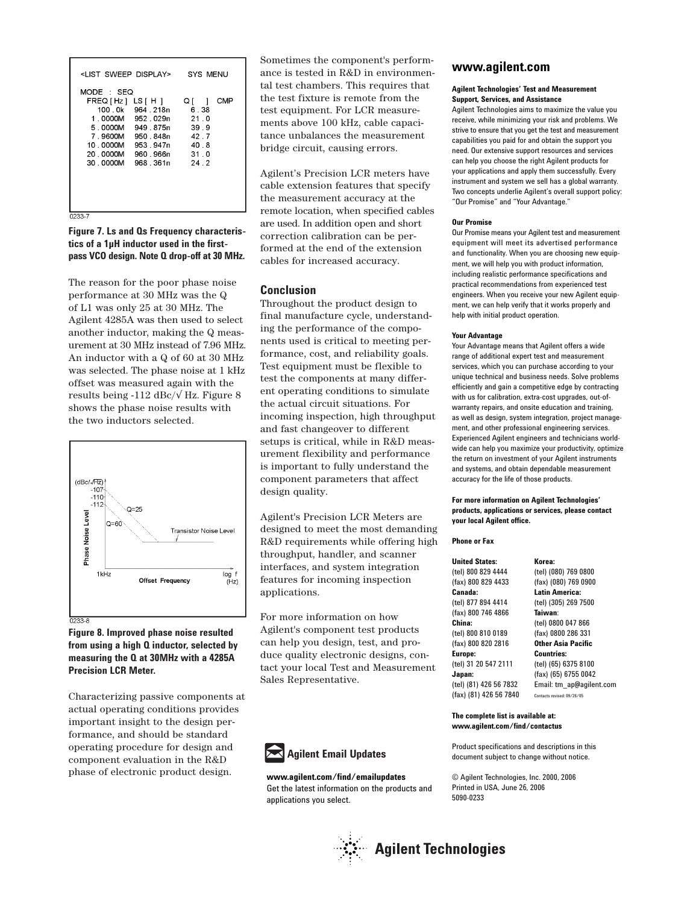```
<LIST SWEEP DISPLAY>          SYS MENU

MODE  : SEQ
  FREQ [ Hz ]   LS [ H ]       Q [    ]   CMP
    100 . 0k    964 . 218n      6 . 38
   1 . 0000M    952 . 029n     21 . 0
   5 . 0000M    949 . 875n     39 . 9
   7 . 9600M    950 . 848n     42 . 7
  10 . 0000M    953 . 947n     40 . 8
  20 . 0000M    960 . 966n     31 . 0
  30 . 0000M    968 . 361n     24 . 2
```

0233-7

**Figure 7. Ls and Qs Frequency characteristics of a 1µH inductor used in the first-pass VCO design. Note Q drop-off at 30 MHz.**

The reason for the poor phase noise performance at 30 MHz was the Q of L1 was only 25 at 30 MHz. The Agilent 4285A was then used to select another inductor, making the Q measurement at 30 MHz instead of 7.96 MHz. An inductor with a Q of 60 at 30 MHz was selected. The phase noise at 1 kHz offset was measured again with the results being -112 dBc/√ Hz. Figure 8 shows the phase noise results with the two inductors selected.

(dBc/√Hz)
-107
-110
-112
Q=25
Q=60
Transistor Noise Level
Phase Noise Level
1kHz
Offset Frequency
log f (Hz)

0233-8

**Figure 8. Improved phase noise resulted from using a high Q inductor, selected by measuring the Q at 30MHz with a 4285A Precision LCR Meter.**

Characterizing passive components at actual operating conditions provides important insight to the design performance, and should be standard operating procedure for design and component evaluation in the R&D phase of electronic product design.

Sometimes the component's performance is tested in R&D in environmental test chambers. This requires that the test fixture is remote from the test equipment. For LCR measurements above 100 kHz, cable capacitance unbalances the measurement bridge circuit, causing errors.

Agilent's Precision LCR meters have cable extension features that specify the measurement accuracy at the remote location, when specified cables are used. In addition open and short correction calibration can be performed at the end of the extension cables for increased accuracy.

## Conclusion

Throughout the product design to final manufacture cycle, understanding the performance of the components used is critical to meeting performance, cost, and reliability goals. Test equipment must be flexible to test the components at many different operating conditions to simulate the actual circuit situations. For incoming inspection, high throughput and fast changeover to different setups is critical, while in R&D measurement flexibility and performance is important to fully understand the component parameters that affect design quality.

Agilent's Precision LCR Meters are designed to meet the most demanding R&D requirements while offering high throughput, handler, and scanner interfaces, and system integration features for incoming inspection applications.

For more information on how Agilent's component test products can help you design, test, and produce quality electronic designs, contact your local Test and Measurement Sales Representative.

**Agilent Email Updates**

**www.agilent.com/find/emailupdates**
Get the latest information on the products and applications you select.

## www.agilent.com

**Agilent Technologies' Test and Measurement Support, Services, and Assistance**

Agilent Technologies aims to maximize the value you receive, while minimizing your risk and problems. We strive to ensure that you get the test and measurement capabilities you paid for and obtain the support you need. Our extensive support resources and services can help you choose the right Agilent products for your applications and apply them successfully. Every instrument and system we sell has a global warranty. Two concepts underlie Agilent's overall support policy: "Our Promise" and "Your Advantage."

**Our Promise**

Our Promise means your Agilent test and measurement equipment will meet its advertised performance and functionality. When you are choosing new equipment, we will help you with product information, including realistic performance specifications and practical recommendations from experienced test engineers. When you receive your new Agilent equipment, we can help verify that it works properly and help with initial product operation.

**Your Advantage**

Your Advantage means that Agilent offers a wide range of additional expert test and measurement services, which you can purchase according to your unique technical and business needs. Solve problems efficiently and gain a competitive edge by contracting with us for calibration, extra-cost upgrades, out-of-warranty repairs, and onsite education and training, as well as design, system integration, project management, and other professional engineering services. Experienced Agilent engineers and technicians worldwide can help you maximize your productivity, optimize the return on investment of your Agilent instruments and systems, and obtain dependable measurement accuracy for the life of those products.

**For more information on Agilent Technologies' products, applications or services, please contact your local Agilent office.**

**Phone or Fax**

**United States:**
(tel) 800 829 4444
(fax) 800 829 4433

**Canada:**
(tel) 877 894 4414
(fax) 800 746 4866

**China:**
(tel) 800 810 0189
(fax) 800 820 2816

**Europe:**
(tel) 31 20 547 2111

**Japan:**
(tel) (81) 426 56 7832
(fax) (81) 426 56 7840

**Korea:**
(tel) (080) 769 0800
(fax) (080) 769 0900

**Latin America:**
(tel) (305) 269 7500

**Taiwan**:
(tel) 0800 047 866
(fax) 0800 286 331

**Other Asia Pacific Countries:**
(tel) (65) 6375 8100
(fax) (65) 6755 0042
Email: tm_ap@agilent.com

Contacts revised: 09/26/05

**The complete list is available at:**
**www.agilent.com/find/contactus**

Product specifications and descriptions in this document subject to change without notice.

© Agilent Technologies, Inc. 2000, 2006
Printed in USA, June 26, 2006
5090-0233

**Agilent Technologies**